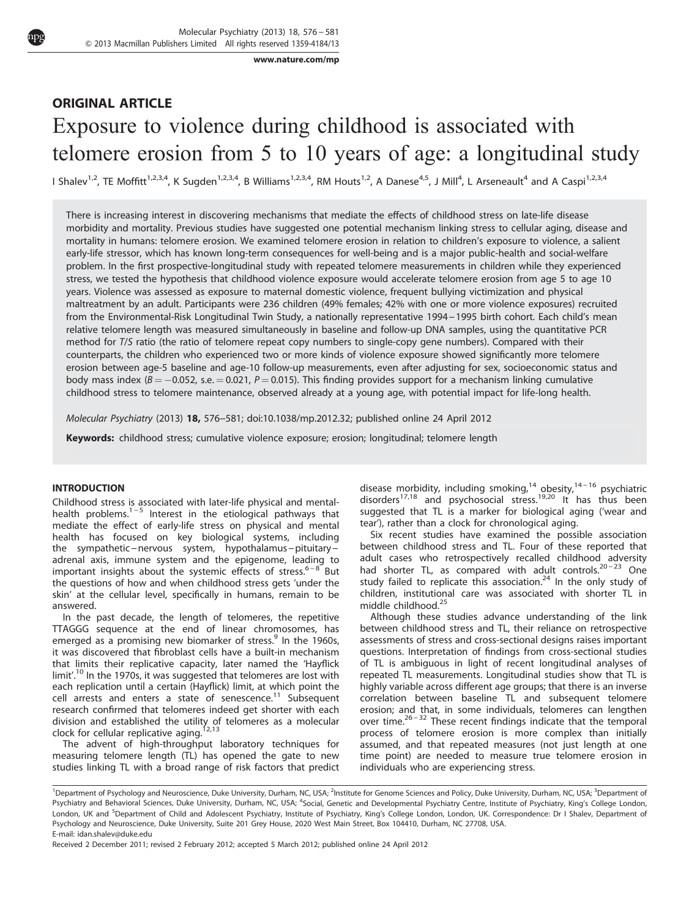## ORIGINAL ARTICLE

# Exposure to violence during childhood is associated with telomere erosion from 5 to 10 years of age: a longitudinal study

I Shalev[1,2], TE Moffitt[1,2,3,4], K Sugden[1,2,3,4], B Williams[1,2,3,4], RM Houts[1,2], A Danese[4,5], J Mill[4], L Arseneault[4] and A Caspi[1,2,3,4]

There is increasing interest in discovering mechanisms that mediate the effects of childhood stress on late-life disease morbidity and mortality. Previous studies have suggested one potential mechanism linking stress to cellular aging, disease and mortality in humans: telomere erosion. We examined telomere erosion in relation to children's exposure to violence, a salient early-life stressor, which has known long-term consequences for well-being and is a major public-health and social-welfare problem. In the first prospective-longitudinal study with repeated telomere measurements in children while they experienced stress, we tested the hypothesis that childhood violence exposure would accelerate telomere erosion from age 5 to age 10 years. Violence was assessed as exposure to maternal domestic violence, frequent bullying victimization and physical maltreatment by an adult. Participants were 236 children (49% females; 42% with one or more violence exposures) recruited from the Environmental-Risk Longitudinal Twin Study, a nationally representative 1994–1995 birth cohort. Each child's mean relative telomere length was measured simultaneously in baseline and follow-up DNA samples, using the quantitative PCR method for *T/S* ratio (the ratio of telomere repeat copy numbers to single-copy gene numbers). Compared with their counterparts, the children who experienced two or more kinds of violence exposure showed significantly more telomere erosion between age-5 baseline and age-10 follow-up measurements, even after adjusting for sex, socioeconomic status and body mass index ($B = -0.052$, s.e. $= 0.021$, $P = 0.015$). This finding provides support for a mechanism linking cumulative childhood stress to telomere maintenance, observed already at a young age, with potential impact for life-long health.

*Molecular Psychiatry* (2013) **18,** 576–581; doi:10.1038/mp.2012.32; published online 24 April 2012

**Keywords:** childhood stress; cumulative violence exposure; erosion; longitudinal; telomere length

## INTRODUCTION

Childhood stress is associated with later-life physical and mental-health problems.[1–5] Interest in the etiological pathways that mediate the effect of early-life stress on physical and mental health has focused on key biological systems, including the sympathetic–nervous system, hypothalamus–pituitary–adrenal axis, immune system and the epigenome, leading to important insights about the systemic effects of stress.[6–8] But the questions of how and when childhood stress gets 'under the skin' at the cellular level, specifically in humans, remain to be answered.

In the past decade, the length of telomeres, the repetitive TTAGGG sequence at the end of linear chromosomes, has emerged as a promising new biomarker of stress.[9] In the 1960s, it was discovered that fibroblast cells have a built-in mechanism that limits their replicative capacity, later named the 'Hayflick limit'.[10] In the 1970s, it was suggested that telomeres are lost with each replication until a certain (Hayflick) limit, at which point the cell arrests and enters a state of senescence.[11] Subsequent research confirmed that telomeres indeed get shorter with each division and established the utility of telomeres as a molecular clock for cellular replicative aging.[12,13]

The advent of high-throughput laboratory techniques for measuring telomere length (TL) has opened the gate to new studies linking TL with a broad range of risk factors that predict disease morbidity, including smoking,[14] obesity,[14–16] psychiatric disorders[17,18] and psychosocial stress.[19,20] It has thus been suggested that TL is a marker for biological aging ('wear and tear'), rather than a clock for chronological aging.

Six recent studies have examined the possible association between childhood stress and TL. Four of these reported that adult cases who retrospectively recalled childhood adversity had shorter TL, as compared with adult controls.[20–23] One study failed to replicate this association.[24] In the only study of children, institutional care was associated with shorter TL in middle childhood.[25]

Although these studies advance understanding of the link between childhood stress and TL, their reliance on retrospective assessments of stress and cross-sectional designs raises important questions. Interpretation of findings from cross-sectional studies of TL is ambiguous in light of recent longitudinal analyses of repeated TL measurements. Longitudinal studies show that TL is highly variable across different age groups; that there is an inverse correlation between baseline TL and subsequent telomere erosion; and that, in some individuals, telomeres can lengthen over time.[26–32] These recent findings indicate that the temporal process of telomere erosion is more complex than initially assumed, and that repeated measures (not just length at one time point) are needed to measure true telomere erosion in individuals who are experiencing stress.

[1]Department of Psychology and Neuroscience, Duke University, Durham, NC, USA; [2]Institute for Genome Sciences and Policy, Duke University, Durham, NC, USA; [3]Department of Psychiatry and Behavioral Sciences, Duke University, Durham, NC, USA; [4]Social, Genetic and Developmental Psychiatry Centre, Institute of Psychiatry, King's College London, London, UK and [5]Department of Child and Adolescent Psychiatry, Institute of Psychiatry, King's College London, London, UK. Correspondence: Dr I Shalev, Department of Psychology and Neuroscience, Duke University, Suite 201 Grey House, 2020 West Main Street, Box 104410, Durham, NC 27708, USA.
E-mail: idan.shalev@duke.edu

Received 2 December 2011; revised 2 February 2012; accepted 5 March 2012; published online 24 April 2012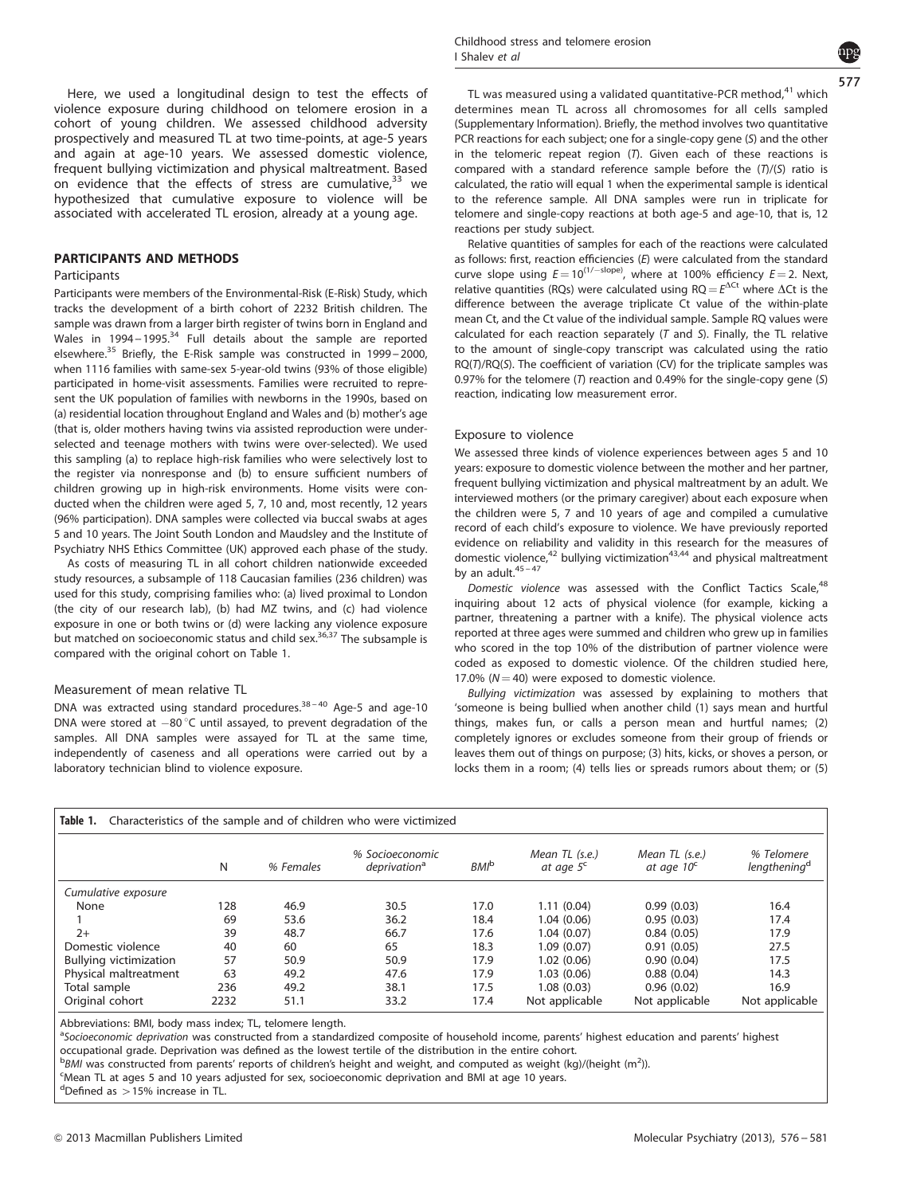Here, we used a longitudinal design to test the effects of violence exposure during childhood on telomere erosion in a cohort of young children. We assessed childhood adversity prospectively and measured TL at two time-points, at age-5 years and again at age-10 years. We assessed domestic violence, frequent bullying victimization and physical maltreatment. Based on evidence that the effects of stress are cumulative,[33] we hypothesized that cumulative exposure to violence will be associated with accelerated TL erosion, already at a young age.

## PARTICIPANTS AND METHODS

### Participants

Participants were members of the Environmental-Risk (E-Risk) Study, which tracks the development of a birth cohort of 2232 British children. The sample was drawn from a larger birth register of twins born in England and Wales in 1994–1995.[34] Full details about the sample are reported elsewhere.[35] Briefly, the E-Risk sample was constructed in 1999–2000, when 1116 families with same-sex 5-year-old twins (93% of those eligible) participated in home-visit assessments. Families were recruited to represent the UK population of families with newborns in the 1990s, based on (a) residential location throughout England and Wales and (b) mother's age (that is, older mothers having twins via assisted reproduction were under-selected and teenage mothers with twins were over-selected). We used this sampling (a) to replace high-risk families who were selectively lost to the register via nonresponse and (b) to ensure sufficient numbers of children growing up in high-risk environments. Home visits were conducted when the children were aged 5, 7, 10 and, most recently, 12 years (96% participation). DNA samples were collected via buccal swabs at ages 5 and 10 years. The Joint South London and Maudsley and the Institute of Psychiatry NHS Ethics Committee (UK) approved each phase of the study.

As costs of measuring TL in all cohort children nationwide exceeded study resources, a subsample of 118 Caucasian families (236 children) was used for this study, comprising families who: (a) lived proximal to London (the city of our research lab), (b) had MZ twins, and (c) had violence exposure in one or both twins or (d) were lacking any violence exposure but matched on socioeconomic status and child sex.[36,37] The subsample is compared with the original cohort on Table 1.

### Measurement of mean relative TL

DNA was extracted using standard procedures.[38–40] Age-5 and age-10 DNA were stored at −80 °C until assayed, to prevent degradation of the samples. All DNA samples were assayed for TL at the same time, independently of caseness and all operations were carried out by a laboratory technician blind to violence exposure.

TL was measured using a validated quantitative-PCR method,[41] which determines mean TL across all chromosomes for all cells sampled (Supplementary Information). Briefly, the method involves two quantitative PCR reactions for each subject; one for a single-copy gene (*S*) and the other in the telomeric repeat region (*T*). Given each of these reactions is compared with a standard reference sample before the (*T*)/(*S*) ratio is calculated, the ratio will equal 1 when the experimental sample is identical to the reference sample. All DNA samples were run in triplicate for telomere and single-copy reactions at both age-5 and age-10, that is, 12 reactions per study subject.

Relative quantities of samples for each of the reactions were calculated as follows: first, reaction efficiencies (*E*) were calculated from the standard curve slope using $E = 10^{(1/-\text{slope})}$, where at 100% efficiency $E = 2$. Next, relative quantities (RQs) were calculated using $RQ = E^{\Delta Ct}$ where $\Delta Ct$ is the difference between the average triplicate Ct value of the within-plate mean Ct, and the Ct value of the individual sample. Sample RQ values were calculated for each reaction separately (*T* and *S*). Finally, the TL relative to the amount of single-copy transcript was calculated using the ratio RQ(*T*)/RQ(*S*). The coefficient of variation (CV) for the triplicate samples was 0.97% for the telomere (*T*) reaction and 0.49% for the single-copy gene (*S*) reaction, indicating low measurement error.

### Exposure to violence

We assessed three kinds of violence experiences between ages 5 and 10 years: exposure to domestic violence between the mother and her partner, frequent bullying victimization and physical maltreatment by an adult. We interviewed mothers (or the primary caregiver) about each exposure when the children were 5, 7 and 10 years of age and compiled a cumulative record of each child's exposure to violence. We have previously reported evidence on reliability and validity in this research for the measures of domestic violence,[42] bullying victimization[43,44] and physical maltreatment by an adult.[45–47]

*Domestic violence* was assessed with the Conflict Tactics Scale,[48] inquiring about 12 acts of physical violence (for example, kicking a partner, threatening a partner with a knife). The physical violence acts reported at three ages were summed and children who grew up in families who scored in the top 10% of the distribution of partner violence were coded as exposed to domestic violence. Of the children studied here, 17.0% ($N = 40$) were exposed to domestic violence.

*Bullying victimization* was assessed by explaining to mothers that 'someone is being bullied when another child (1) says mean and hurtful things, makes fun, or calls a person mean and hurtful names; (2) completely ignores or excludes someone from their group of friends or leaves them out of things on purpose; (3) hits, kicks, or shoves a person, or locks them in a room; (4) tells lies or spreads rumors about them; or (5)

**Table 1.** Characteristics of the sample and of children who were victimized

| | N | % Females | % Socioeconomic deprivation[a] | BMI[b] | Mean TL (s.e.) at age 5[c] | Mean TL (s.e.) at age 10[c] | % Telomere lengthening[d] |
|---|---|---|---|---|---|---|---|
| *Cumulative exposure* | | | | | | | |
| None | 128 | 46.9 | 30.5 | 17.0 | 1.11 (0.04) | 0.99 (0.03) | 16.4 |
| 1 | 69 | 53.6 | 36.2 | 18.4 | 1.04 (0.06) | 0.95 (0.03) | 17.4 |
| 2+ | 39 | 48.7 | 66.7 | 17.6 | 1.04 (0.07) | 0.84 (0.05) | 17.9 |
| Domestic violence | 40 | 60 | 65 | 18.3 | 1.09 (0.07) | 0.91 (0.05) | 27.5 |
| Bullying victimization | 57 | 50.9 | 50.9 | 17.9 | 1.02 (0.06) | 0.90 (0.04) | 17.5 |
| Physical maltreatment | 63 | 49.2 | 47.6 | 17.9 | 1.03 (0.06) | 0.88 (0.04) | 14.3 |
| Total sample | 236 | 49.2 | 38.1 | 17.5 | 1.08 (0.03) | 0.96 (0.02) | 16.9 |
| Original cohort | 2232 | 51.1 | 33.2 | 17.4 | Not applicable | Not applicable | Not applicable |

Abbreviations: BMI, body mass index; TL, telomere length.
[a] *Socioeconomic deprivation* was constructed from a standardized composite of household income, parents' highest education and parents' highest occupational grade. Deprivation was defined as the lowest tertile of the distribution in the entire cohort.
[b] *BMI* was constructed from parents' reports of children's height and weight, and computed as weight (kg)/(height ($m^2$)).
[c] Mean TL at ages 5 and 10 years adjusted for sex, socioeconomic deprivation and BMI at age 10 years.
[d] Defined as >15% increase in TL.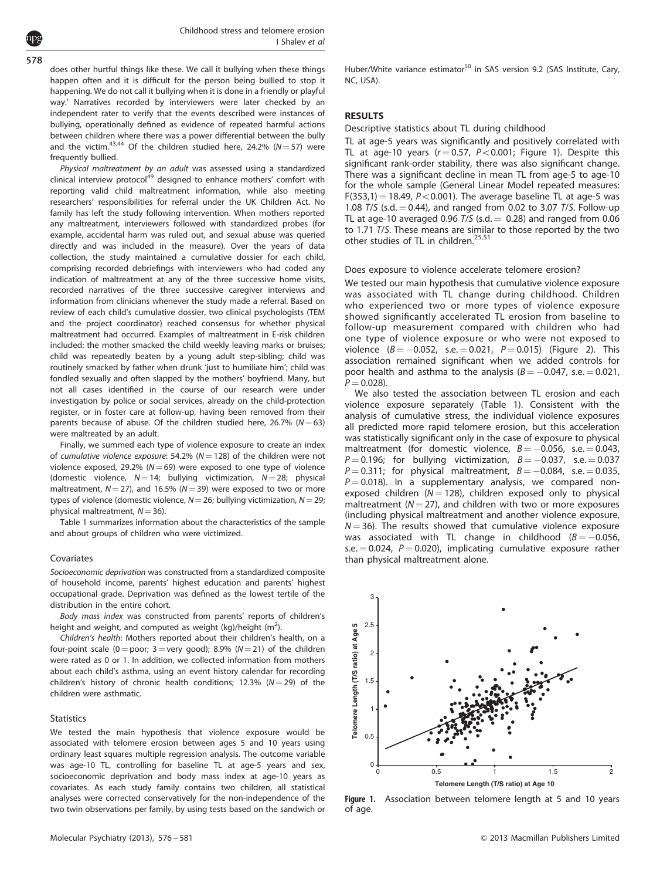does other hurtful things like these. We call it bullying when these things happen often and it is difficult for the person being bullied to stop it happening. We do not call it bullying when it is done in a friendly or playful way.' Narratives recorded by interviewers were later checked by an independent rater to verify that the events described were instances of bullying, operationally defined as evidence of repeated harmful actions between children where there was a power differential between the bully and the victim.[43,44] Of the children studied here, 24.2% ($N = 57$) were frequently bullied.

*Physical maltreatment by an adult* was assessed using a standardized clinical interview protocol[49] designed to enhance mothers' comfort with reporting valid child maltreatment information, while also meeting researchers' responsibilities for referral under the UK Children Act. No family has left the study following intervention. When mothers reported any maltreatment, interviewers followed with standardized probes (for example, accidental harm was ruled out, and sexual abuse was queried directly and was included in the measure). Over the years of data collection, the study maintained a cumulative dossier for each child, comprising recorded debriefings with interviewers who had coded any indication of maltreatment at any of the three successive home visits, recorded narratives of the three successive caregiver interviews and information from clinicians whenever the study made a referral. Based on review of each child's cumulative dossier, two clinical psychologists (TEM and the project coordinator) reached consensus for whether physical maltreatment had occurred. Examples of maltreatment in E-risk children included: the mother smacked the child weekly leaving marks or bruises; child was repeatedly beaten by a young adult step-sibling; child was routinely smacked by father when drunk 'just to humiliate him'; child was fondled sexually and often slapped by the mothers' boyfriend. Many, but not all cases identified in the course of our research were under investigation by police or social services, already on the child-protection register, or in foster care at follow-up, having been removed from their parents because of abuse. Of the children studied here, 26.7% ($N = 63$) were maltreated by an adult.

Finally, we summed each type of violence exposure to create an index of *cumulative violence exposure*: 54.2% ($N = 128$) of the children were not violence exposed, 29.2% ($N = 69$) were exposed to one type of violence (domestic violence, $N = 14$; bullying victimization, $N = 28$; physical maltreatment, $N = 27$), and 16.5% ($N = 39$) were exposed to two or more types of violence (domestic violence, $N = 26$; bullying victimization, $N = 29$; physical maltreatment, $N = 36$).

Table 1 summarizes information about the characteristics of the sample and about groups of children who were victimized.

### Covariates

*Socioeconomic deprivation* was constructed from a standardized composite of household income, parents' highest education and parents' highest occupational grade. Deprivation was defined as the lowest tertile of the distribution in the entire cohort.

*Body mass index* was constructed from parents' reports of children's height and weight, and computed as weight (kg)/height ($m^2$).

*Children's health*: Mothers reported about their children's health, on a four-point scale (0 = poor; 3 = very good); 8.9% ($N = 21$) of the children were rated as 0 or 1. In addition, we collected information from mothers about each child's asthma, using an event history calendar for recording children's history of chronic health conditions; 12.3% ($N = 29$) of the children were asthmatic.

### Statistics

We tested the main hypothesis that violence exposure would be associated with telomere erosion between ages 5 and 10 years using ordinary least squares multiple regression analysis. The outcome variable was age-10 TL, controlling for baseline TL at age-5 years and sex, socioeconomic deprivation and body mass index at age-10 years as covariates. As each study family contains two children, all statistical analyses were corrected conservatively for the non-independence of the two twin observations per family, by using tests based on the sandwich or Huber/White variance estimator[50] in SAS version 9.2 (SAS Institute, Cary, NC, USA).

## RESULTS

### Descriptive statistics about TL during childhood

TL at age-5 years was significantly and positively correlated with TL at age-10 years ($r = 0.57$, $P < 0.001$; Figure 1). Despite this significant rank-order stability, there was also significant change. There was a significant decline in mean TL from age-5 to age-10 for the whole sample (General Linear Model repeated measures: $F(353,1) = 18.49$, $P < 0.001$). The average baseline TL at age-5 was 1.08 *T/S* (s.d. = 0.44), and ranged from 0.02 to 3.07 *T/S*. Follow-up TL at age-10 averaged 0.96 *T/S* (s.d. = 0.28) and ranged from 0.06 to 1.71 *T/S*. These means are similar to those reported by the two other studies of TL in children.[25,51]

### Does exposure to violence accelerate telomere erosion?

We tested our main hypothesis that cumulative violence exposure was associated with TL change during childhood. Children who experienced two or more types of violence exposure showed significantly accelerated TL erosion from baseline to follow-up measurement compared with children who had one type of violence exposure or who were not exposed to violence ($B = -0.052$, s.e. $= 0.021$, $P = 0.015$) (Figure 2). This association remained significant when we added controls for poor health and asthma to the analysis ($B = -0.047$, s.e. $= 0.021$, $P = 0.028$).

We also tested the association between TL erosion and each violence exposure separately (Table 1). Consistent with the analysis of cumulative stress, the individual violence exposures all predicted more rapid telomere erosion, but this acceleration was statistically significant only in the case of exposure to physical maltreatment (for domestic violence, $B = -0.056$, s.e. $= 0.043$, $P = 0.196$; for bullying victimization, $B = -0.037$, s.e. $= 0.037$ $P = 0.311$; for physical maltreatment, $B = -0.084$, s.e. $= 0.035$, $P = 0.018$). In a supplementary analysis, we compared non-exposed children ($N = 128$), children exposed only to physical maltreatment ($N = 27$), and children with two or more exposures (including physical maltreatment and another violence exposure, $N = 36$). The results showed that cumulative violence exposure was associated with TL change in childhood ($B = -0.056$, s.e. $= 0.024$, $P = 0.020$), implicating cumulative exposure rather than physical maltreatment alone.

Telomere Length (T/S ratio) at Age 5

0
0.5
1
1.5
2
2.5
3

Telomere Length (T/S ratio) at Age 10

0
0.5
1
1.5
2

**Figure 1.** Association between telomere length at 5 and 10 years of age.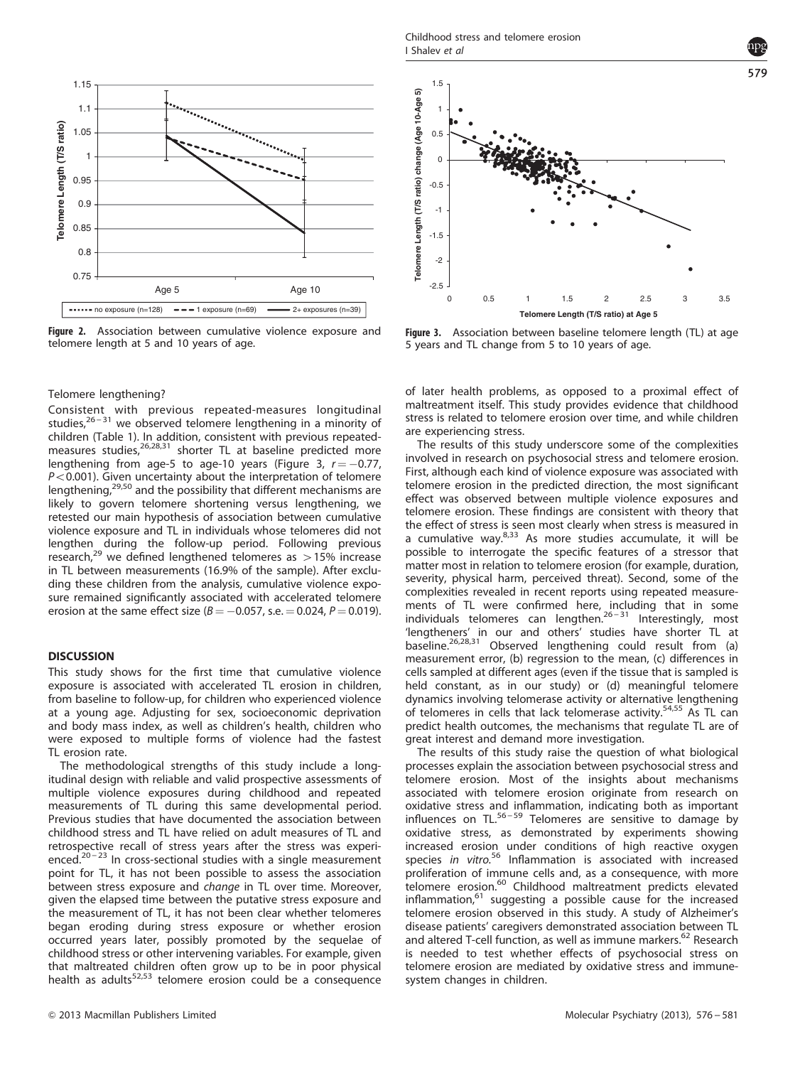1.15
1.1
1.05
1
0.95
0.9
0.85
0.8
0.75

Telomere Length (T/S ratio)

Age 5
Age 10

no exposure (n=128)
1 exposure (n=69)
2+ exposures (n=39)

**Figure 2.** Association between cumulative violence exposure and telomere length at 5 and 10 years of age.

1.5
1
0.5
0
-0.5
-1
-1.5
-2
-2.5

Telomere Length (T/S ratio) change (Age 10-Age 5)

0
0.5
1
1.5
2
2.5
3
3.5

Telomere Length (T/S ratio) at Age 5

**Figure 3.** Association between baseline telomere length (TL) at age 5 years and TL change from 5 to 10 years of age.

Telomere lengthening?

Consistent with previous repeated-measures longitudinal studies,[26–31] we observed telomere lengthening in a minority of children (Table 1). In addition, consistent with previous repeated-measures studies,[26,28,31] shorter TL at baseline predicted more lengthening from age-5 to age-10 years (Figure 3, $r = -0.77$, $P < 0.001$). Given uncertainty about the interpretation of telomere lengthening,[29,50] and the possibility that different mechanisms are likely to govern telomere shortening versus lengthening, we retested our main hypothesis of association between cumulative violence exposure and TL in individuals whose telomeres did not lengthen during the follow-up period. Following previous research,[29] we defined lengthened telomeres as $>15\%$ increase in TL between measurements (16.9% of the sample). After excluding these children from the analysis, cumulative violence exposure remained significantly associated with accelerated telomere erosion at the same effect size ($B = -0.057$, s.e. $= 0.024$, $P = 0.019$).

## DISCUSSION

This study shows for the first time that cumulative violence exposure is associated with accelerated TL erosion in children, from baseline to follow-up, for children who experienced violence at a young age. Adjusting for sex, socioeconomic deprivation and body mass index, as well as children's health, children who were exposed to multiple forms of violence had the fastest TL erosion rate.

The methodological strengths of this study include a longitudinal design with reliable and valid prospective assessments of multiple violence exposures during childhood and repeated measurements of TL during this same developmental period. Previous studies that have documented the association between childhood stress and TL have relied on adult measures of TL and retrospective recall of stress years after the stress was experienced.[20–23] In cross-sectional studies with a single measurement point for TL, it has not been possible to assess the association between stress exposure and *change* in TL over time. Moreover, given the elapsed time between the putative stress exposure and the measurement of TL, it has not been clear whether telomeres began eroding during stress exposure or whether erosion occurred years later, possibly promoted by the sequelae of childhood stress or other intervening variables. For example, given that maltreated children often grow up to be in poor physical health as adults[52,53] telomere erosion could be a consequence of later health problems, as opposed to a proximal effect of maltreatment itself. This study provides evidence that childhood stress is related to telomere erosion over time, and while children are experiencing stress.

The results of this study underscore some of the complexities involved in research on psychosocial stress and telomere erosion. First, although each kind of violence exposure was associated with telomere erosion in the predicted direction, the most significant effect was observed between multiple violence exposures and telomere erosion. These findings are consistent with theory that the effect of stress is seen most clearly when stress is measured in a cumulative way.[8,33] As more studies accumulate, it will be possible to interrogate the specific features of a stressor that matter most in relation to telomere erosion (for example, duration, severity, physical harm, perceived threat). Second, some of the complexities revealed in recent reports using repeated measurements of TL were confirmed here, including that in some individuals telomeres can lengthen.[26–31] Interestingly, most 'lengtheners' in our and others' studies have shorter TL at baseline.[26,28,31] Observed lengthening could result from (a) measurement error, (b) regression to the mean, (c) differences in cells sampled at different ages (even if the tissue that is sampled is held constant, as in our study) or (d) meaningful telomere dynamics involving telomerase activity or alternative lengthening of telomeres in cells that lack telomerase activity.[54,55] As TL can predict health outcomes, the mechanisms that regulate TL are of great interest and demand more investigation.

The results of this study raise the question of what biological processes explain the association between psychosocial stress and telomere erosion. Most of the insights about mechanisms associated with telomere erosion originate from research on oxidative stress and inflammation, indicating both as important influences on TL.[56–59] Telomeres are sensitive to damage by oxidative stress, as demonstrated by experiments showing increased erosion under conditions of high reactive oxygen species *in vitro*.[56] Inflammation is associated with increased proliferation of immune cells and, as a consequence, with more telomere erosion.[60] Childhood maltreatment predicts elevated inflammation,[61] suggesting a possible cause for the increased telomere erosion observed in this study. A study of Alzheimer's disease patients' caregivers demonstrated association between TL and altered T-cell function, as well as immune markers.[62] Research is needed to test whether effects of psychosocial stress on telomere erosion are mediated by oxidative stress and immune-system changes in children.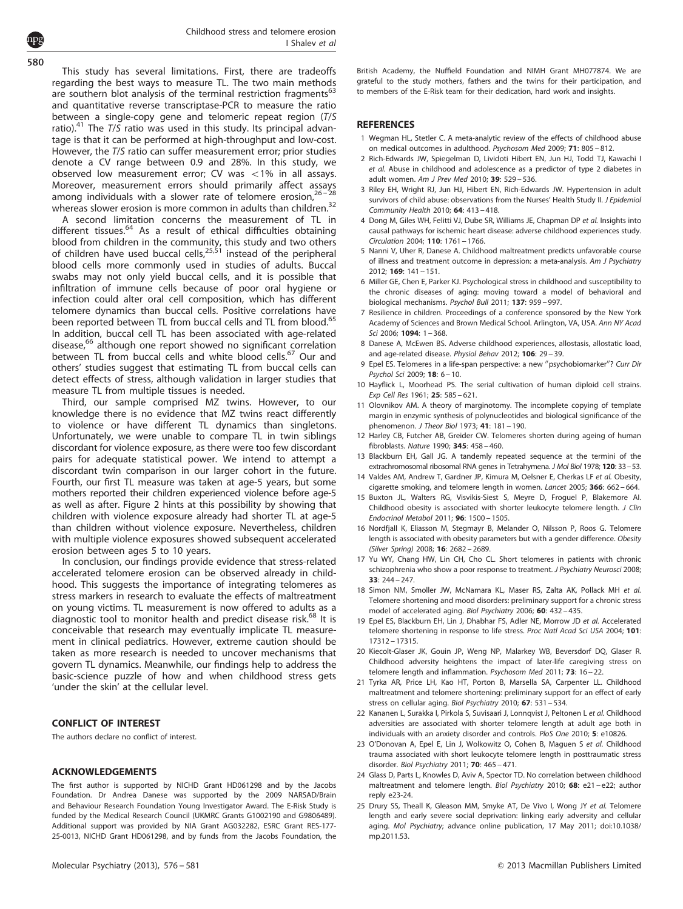This study has several limitations. First, there are tradeoffs regarding the best ways to measure TL. The two main methods are southern blot analysis of the terminal restriction fragments[63] and quantitative reverse transcriptase-PCR to measure the ratio between a single-copy gene and telomeric repeat region (*T/S* ratio).[41] The *T/S* ratio was used in this study. Its principal advantage is that it can be performed at high-throughput and low-cost. However, the *T/S* ratio can suffer measurement error; prior studies denote a CV range between 0.9 and 28%. In this study, we observed low measurement error; CV was $<1\%$ in all assays. Moreover, measurement errors should primarily affect assays among individuals with a slower rate of telomere erosion,[26–28] whereas slower erosion is more common in adults than children.[32]

A second limitation concerns the measurement of TL in different tissues.[64] As a result of ethical difficulties obtaining blood from children in the community, this study and two others of children have used buccal cells,[25,51] instead of the peripheral blood cells more commonly used in studies of adults. Buccal swabs may not only yield buccal cells, and it is possible that infiltration of immune cells because of poor oral hygiene or infection could alter oral cell composition, which has different telomere dynamics than buccal cells. Positive correlations have been reported between TL from buccal cells and TL from blood.[65] In addition, buccal cell TL has been associated with age-related disease,[66] although one report showed no significant correlation between TL from buccal cells and white blood cells.[67] Our and others' studies suggest that estimating TL from buccal cells can detect effects of stress, although validation in larger studies that measure TL from multiple tissues is needed.

Third, our sample comprised MZ twins. However, to our knowledge there is no evidence that MZ twins react differently to violence or have different TL dynamics than singletons. Unfortunately, we were unable to compare TL in twin siblings discordant for violence exposure, as there were too few discordant pairs for adequate statistical power. We intend to attempt a discordant twin comparison in our larger cohort in the future. Fourth, our first TL measure was taken at age-5 years, but some mothers reported their children experienced violence before age-5 as well as after. Figure 2 hints at this possibility by showing that children with violence exposure already had shorter TL at age-5 than children without violence exposure. Nevertheless, children with multiple violence exposures showed subsequent accelerated erosion between ages 5 to 10 years.

In conclusion, our findings provide evidence that stress-related accelerated telomere erosion can be observed already in childhood. This suggests the importance of integrating telomeres as stress markers in research to evaluate the effects of maltreatment on young victims. TL measurement is now offered to adults as a diagnostic tool to monitor health and predict disease risk.[68] It is conceivable that research may eventually implicate TL measurement in clinical pediatrics. However, extreme caution should be taken as more research is needed to uncover mechanisms that govern TL dynamics. Meanwhile, our findings help to address the basic-science puzzle of how and when childhood stress gets 'under the skin' at the cellular level.

## CONFLICT OF INTEREST

The authors declare no conflict of interest.

## ACKNOWLEDGEMENTS

The first author is supported by NICHD Grant HD061298 and by the Jacobs Foundation. Dr Andrea Danese was supported by the 2009 NARSAD/Brain and Behaviour Research Foundation Young Investigator Award. The E-Risk Study is funded by the Medical Research Council (UKMRC Grants G1002190 and G9806489). Additional support was provided by NIA Grant AG032282, ESRC Grant RES-177-25-0013, NICHD Grant HD061298, and by funds from the Jacobs Foundation, the British Academy, the Nuffield Foundation and NIMH Grant MH077874. We are grateful to the study mothers, fathers and the twins for their participation, and to members of the E-Risk team for their dedication, hard work and insights.

## REFERENCES

1 Wegman HL, Stetler C. A meta-analytic review of the effects of childhood abuse on medical outcomes in adulthood. *Psychosom Med* 2009; **71**: 805 – 812.

2 Rich-Edwards JW, Spiegelman D, Lividoti Hibert EN, Jun HJ, Todd TJ, Kawachi I *et al.* Abuse in childhood and adolescence as a predictor of type 2 diabetes in adult women. *Am J Prev Med* 2010; **39**: 529 – 536.

3 Riley EH, Wright RJ, Jun HJ, Hibert EN, Rich-Edwards JW. Hypertension in adult survivors of child abuse: observations from the Nurses' Health Study II. *J Epidemiol Community Health* 2010; **64**: 413 – 418.

4 Dong M, Giles WH, Felitti VJ, Dube SR, Williams JE, Chapman DP *et al.* Insights into causal pathways for ischemic heart disease: adverse childhood experiences study. *Circulation* 2004; **110**: 1761 – 1766.

5 Nanni V, Uher R, Danese A. Childhood maltreatment predicts unfavorable course of illness and treatment outcome in depression: a meta-analysis. *Am J Psychiatry* 2012; **169**: 141 – 151.

6 Miller GE, Chen E, Parker KJ. Psychological stress in childhood and susceptibility to the chronic diseases of aging: moving toward a model of behavioral and biological mechanisms. *Psychol Bull* 2011; **137**: 959 – 997.

7 Resilience in children. Proceedings of a conference sponsored by the New York Academy of Sciences and Brown Medical School. Arlington, VA, USA. *Ann NY Acad Sci* 2006; **1094**: 1 – 368.

8 Danese A, McEwen BS. Adverse childhood experiences, allostasis, allostatic load, and age-related disease. *Physiol Behav* 2012; **106**: 29 – 39.

9 Epel ES. Telomeres in a life-span perspective: a new "psychobiomarker"? *Curr Dir Psychol Sci* 2009; **18**: 6 – 10.

10 Hayflick L, Moorhead PS. The serial cultivation of human diploid cell strains. *Exp Cell Res* 1961; **25**: 585 – 621.

11 Olovnikov AM. A theory of marginotomy. The incomplete copying of template margin in enzymic synthesis of polynucleotides and biological significance of the phenomenon. *J Theor Biol* 1973; **41**: 181 – 190.

12 Harley CB, Futcher AB, Greider CW. Telomeres shorten during ageing of human fibroblasts. *Nature* 1990; **345**: 458 – 460.

13 Blackburn EH, Gall JG. A tandemly repeated sequence at the termini of the extrachromosomal ribosomal RNA genes in Tetrahymena. *J Mol Biol* 1978; **120**: 33 – 53.

14 Valdes AM, Andrew T, Gardner JP, Kimura M, Oelsner E, Cherkas LF *et al.* Obesity, cigarette smoking, and telomere length in women. *Lancet* 2005; **366**: 662 – 664.

15 Buxton JL, Walters RG, Visvikis-Siest S, Meyre D, Froguel P, Blakemore AI. Childhood obesity is associated with shorter leukocyte telomere length. *J Clin Endocrinol Metabol* 2011; **96**: 1500 – 1505.

16 Nordfjall K, Eliasson M, Stegmayr B, Melander O, Nilsson P, Roos G. Telomere length is associated with obesity parameters but with a gender difference. *Obesity (Silver Spring)* 2008; **16**: 2682 – 2689.

17 Yu WY, Chang HW, Lin CH, Cho CL. Short telomeres in patients with chronic schizophrenia who show a poor response to treatment. *J Psychiatry Neurosci* 2008; **33**: 244 – 247.

18 Simon NM, Smoller JW, McNamara KL, Maser RS, Zalta AK, Pollack MH *et al.* Telomere shortening and mood disorders: preliminary support for a chronic stress model of accelerated aging. *Biol Psychiatry* 2006; **60**: 432 – 435.

19 Epel ES, Blackburn EH, Lin J, Dhabhar FS, Adler NE, Morrow JD *et al.* Accelerated telomere shortening in response to life stress. *Proc Natl Acad Sci USA* 2004; **101**: 17312 – 17315.

20 Kiecolt-Glaser JK, Gouin JP, Weng NP, Malarkey WB, Beversdorf DQ, Glaser R. Childhood adversity heightens the impact of later-life caregiving stress on telomere length and inflammation. *Psychosom Med* 2011; **73**: 16 – 22.

21 Tyrka AR, Price LH, Kao HT, Porton B, Marsella SA, Carpenter LL. Childhood maltreatment and telomere shortening: preliminary support for an effect of early stress on cellular aging. *Biol Psychiatry* 2010; **67**: 531 – 534.

22 Kananen L, Surakka I, Pirkola S, Suvisaari J, Lonnqvist J, Peltonen L *et al.* Childhood adversities are associated with shorter telomere length at adult age both in individuals with an anxiety disorder and controls. *PloS One* 2010; **5**: e10826.

23 O'Donovan A, Epel E, Lin J, Wolkowitz O, Cohen B, Maguen S *et al.* Childhood trauma associated with short leukocyte telomere length in posttraumatic stress disorder. *Biol Psychiatry* 2011; **70**: 465 – 471.

24 Glass D, Parts L, Knowles D, Aviv A, Spector TD. No correlation between childhood maltreatment and telomere length. *Biol Psychiatry* 2010; **68**: e21 – e22; author reply e23-24.

25 Drury SS, Theall K, Gleason MM, Smyke AT, De Vivo I, Wong JY *et al.* Telomere length and early severe social deprivation: linking early adversity and cellular aging. *Mol Psychiatry*; advance online publication, 17 May 2011; doi:10.1038/mp.2011.53.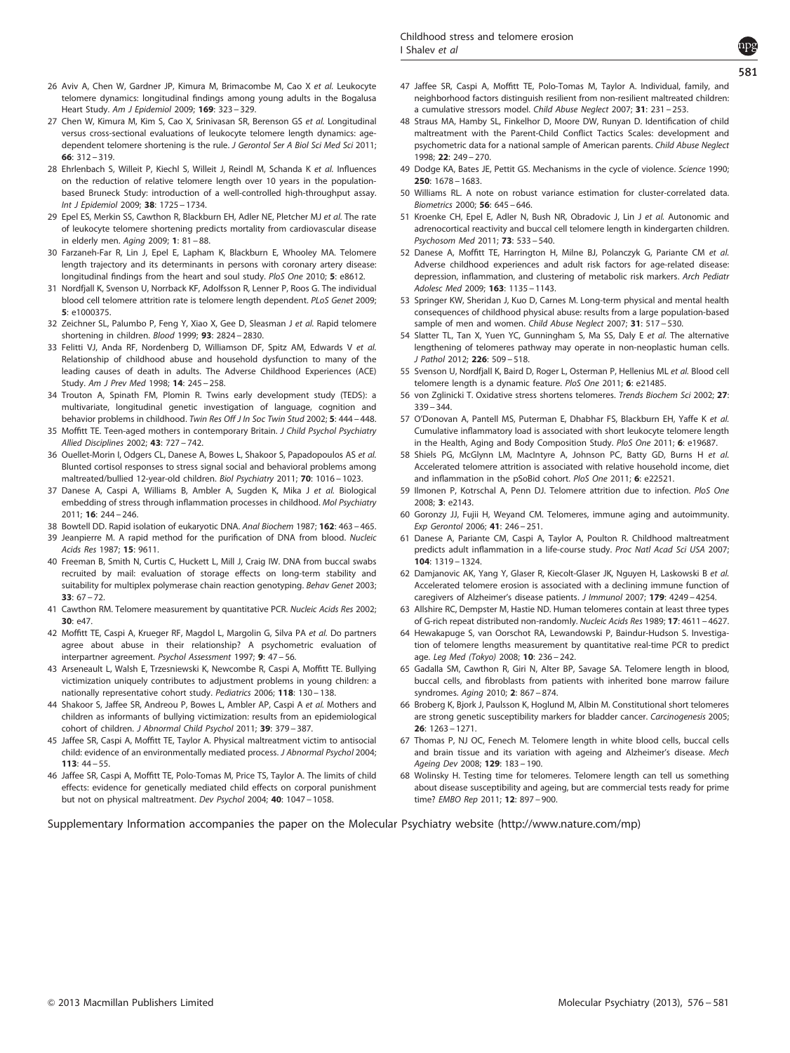26 Aviv A, Chen W, Gardner JP, Kimura M, Brimacombe M, Cao X *et al.* Leukocyte telomere dynamics: longitudinal findings among young adults in the Bogalusa Heart Study. *Am J Epidemiol* 2009; **169**: 323 – 329.

27 Chen W, Kimura M, Kim S, Cao X, Srinivasan SR, Berenson GS *et al.* Longitudinal versus cross-sectional evaluations of leukocyte telomere length dynamics: age-dependent telomere shortening is the rule. *J Gerontol Ser A Biol Sci Med Sci* 2011; **66**: 312 – 319.

28 Ehrlenbach S, Willeit P, Kiechl S, Willeit J, Reindl M, Schanda K *et al.* Influences on the reduction of relative telomere length over 10 years in the population-based Bruneck Study: introduction of a well-controlled high-throughput assay. *Int J Epidemiol* 2009; **38**: 1725 – 1734.

29 Epel ES, Merkin SS, Cawthon R, Blackburn EH, Adler NE, Pletcher MJ *et al.* The rate of leukocyte telomere shortening predicts mortality from cardiovascular disease in elderly men. *Aging* 2009; **1**: 81 – 88.

30 Farzaneh-Far R, Lin J, Epel E, Lapham K, Blackburn E, Whooley MA. Telomere length trajectory and its determinants in persons with coronary artery disease: longitudinal findings from the heart and soul study. *PloS One* 2010; **5**: e8612.

31 Nordfjall K, Svenson U, Norrback KF, Adolfsson R, Lenner P, Roos G. The individual blood cell telomere attrition rate is telomere length dependent. *PLoS Genet* 2009; **5**: e1000375.

32 Zeichner SL, Palumbo P, Feng Y, Xiao X, Gee D, Sleasman J *et al.* Rapid telomere shortening in children. *Blood* 1999; **93**: 2824 – 2830.

33 Felitti VJ, Anda RF, Nordenberg D, Williamson DF, Spitz AM, Edwards V *et al.* Relationship of childhood abuse and household dysfunction to many of the leading causes of death in adults. The Adverse Childhood Experiences (ACE) Study. *Am J Prev Med* 1998; **14**: 245 – 258.

34 Trouton A, Spinath FM, Plomin R. Twins early development study (TEDS): a multivariate, longitudinal genetic investigation of language, cognition and behavior problems in childhood. *Twin Res Off J In Soc Twin Stud* 2002; **5**: 444 – 448.

35 Moffitt TE. Teen-aged mothers in contemporary Britain. *J Child Psychol Psychiatry Allied Disciplines* 2002; **43**: 727 – 742.

36 Ouellet-Morin I, Odgers CL, Danese A, Bowes L, Shakoor S, Papadopoulos AS *et al.* Blunted cortisol responses to stress signal social and behavioral problems among maltreated/bullied 12-year-old children. *Biol Psychiatry* 2011; **70**: 1016 – 1023.

37 Danese A, Caspi A, Williams B, Ambler A, Sugden K, Mika J *et al.* Biological embedding of stress through inflammation processes in childhood. *Mol Psychiatry* 2011; **16**: 244 – 246.

38 Bowtell DD. Rapid isolation of eukaryotic DNA. *Anal Biochem* 1987; **162**: 463 – 465.

39 Jeanpierre M. A rapid method for the purification of DNA from blood. *Nucleic Acids Res* 1987; **15**: 9611.

40 Freeman B, Smith N, Curtis C, Huckett L, Mill J, Craig IW. DNA from buccal swabs recruited by mail: evaluation of storage effects on long-term stability and suitability for multiplex polymerase chain reaction genotyping. *Behav Genet* 2003; **33**: 67 – 72.

41 Cawthon RM. Telomere measurement by quantitative PCR. *Nucleic Acids Res* 2002; **30**: e47.

42 Moffitt TE, Caspi A, Krueger RF, Magdol L, Margolin G, Silva PA *et al.* Do partners agree about abuse in their relationship? A psychometric evaluation of interpartner agreement. *Psychol Assessment* 1997; **9**: 47 – 56.

43 Arseneault L, Walsh E, Trzesniewski K, Newcombe R, Caspi A, Moffitt TE. Bullying victimization uniquely contributes to adjustment problems in young children: a nationally representative cohort study. *Pediatrics* 2006; **118**: 130 – 138.

44 Shakoor S, Jaffee SR, Andreou P, Bowes L, Ambler AP, Caspi A *et al.* Mothers and children as informants of bullying victimization: results from an epidemiological cohort of children. *J Abnormal Child Psychol* 2011; **39**: 379 – 387.

45 Jaffee SR, Caspi A, Moffitt TE, Taylor A. Physical maltreatment victim to antisocial child: evidence of an environmentally mediated process. *J Abnormal Psychol* 2004; **113**: 44 – 55.

46 Jaffee SR, Caspi A, Moffitt TE, Polo-Tomas M, Price TS, Taylor A. The limits of child effects: evidence for genetically mediated child effects on corporal punishment but not on physical maltreatment. *Dev Psychol* 2004; **40**: 1047 – 1058.

47 Jaffee SR, Caspi A, Moffitt TE, Polo-Tomas M, Taylor A. Individual, family, and neighborhood factors distinguish resilient from non-resilient maltreated children: a cumulative stressors model. *Child Abuse Neglect* 2007; **31**: 231 – 253.

48 Straus MA, Hamby SL, Finkelhor D, Moore DW, Runyan D. Identification of child maltreatment with the Parent-Child Conflict Tactics Scales: development and psychometric data for a national sample of American parents. *Child Abuse Neglect* 1998; **22**: 249 – 270.

49 Dodge KA, Bates JE, Pettit GS. Mechanisms in the cycle of violence. *Science* 1990; **250**: 1678 – 1683.

50 Williams RL. A note on robust variance estimation for cluster-correlated data. *Biometrics* 2000; **56**: 645 – 646.

51 Kroenke CH, Epel E, Adler N, Bush NR, Obradovic J, Lin J *et al.* Autonomic and adrenocortical reactivity and buccal cell telomere length in kindergarten children. *Psychosom Med* 2011; **73**: 533 – 540.

52 Danese A, Moffitt TE, Harrington H, Milne BJ, Polanczyk G, Pariante CM *et al.* Adverse childhood experiences and adult risk factors for age-related disease: depression, inflammation, and clustering of metabolic risk markers. *Arch Pediatr Adolesc Med* 2009; **163**: 1135 – 1143.

53 Springer KW, Sheridan J, Kuo D, Carnes M. Long-term physical and mental health consequences of childhood physical abuse: results from a large population-based sample of men and women. *Child Abuse Neglect* 2007; **31**: 517 – 530.

54 Slatter TL, Tan X, Yuen YC, Gunningham S, Ma SS, Daly E *et al.* The alternative lengthening of telomeres pathway may operate in non-neoplastic human cells. *J Pathol* 2012; **226**: 509 – 518.

55 Svenson U, Nordfjall K, Baird D, Roger L, Osterman P, Hellenius ML *et al.* Blood cell telomere length is a dynamic feature. *PloS One* 2011; **6**: e21485.

56 von Zglinicki T. Oxidative stress shortens telomeres. *Trends Biochem Sci* 2002; **27**: 339 – 344.

57 O'Donovan A, Pantell MS, Puterman E, Dhabhar FS, Blackburn EH, Yaffe K *et al.* Cumulative inflammatory load is associated with short leukocyte telomere length in the Health, Aging and Body Composition Study. *PloS One* 2011; **6**: e19687.

58 Shiels PG, McGlynn LM, MacIntyre A, Johnson PC, Batty GD, Burns H *et al.* Accelerated telomere attrition is associated with relative household income, diet and inflammation in the pSoBid cohort. *PloS One* 2011; **6**: e22521.

59 Ilmonen P, Kotrschal A, Penn DJ. Telomere attrition due to infection. *PloS One* 2008; **3**: e2143.

60 Goronzy JJ, Fujii H, Weyand CM. Telomeres, immune aging and autoimmunity. *Exp Gerontol* 2006; **41**: 246 – 251.

61 Danese A, Pariante CM, Caspi A, Taylor A, Poulton R. Childhood maltreatment predicts adult inflammation in a life-course study. *Proc Natl Acad Sci USA* 2007; **104**: 1319 – 1324.

62 Damjanovic AK, Yang Y, Glaser R, Kiecolt-Glaser JK, Nguyen H, Laskowski B *et al.* Accelerated telomere erosion is associated with a declining immune function of caregivers of Alzheimer's disease patients. *J Immunol* 2007; **179**: 4249 – 4254.

63 Allshire RC, Dempster M, Hastie ND. Human telomeres contain at least three types of G-rich repeat distributed non-randomly. *Nucleic Acids Res* 1989; **17**: 4611 – 4627.

64 Hewakapuge S, van Oorschot RA, Lewandowski P, Baindur-Hudson S. Investigation of telomere lengths measurement by quantitative real-time PCR to predict age. *Leg Med (Tokyo)* 2008; **10**: 236 – 242.

65 Gadalla SM, Cawthon R, Giri N, Alter BP, Savage SA. Telomere length in blood, buccal cells, and fibroblasts from patients with inherited bone marrow failure syndromes. *Aging* 2010; **2**: 867 – 874.

66 Broberg K, Bjork J, Paulsson K, Hoglund M, Albin M. Constitutional short telomeres are strong genetic susceptibility markers for bladder cancer. *Carcinogenesis* 2005; **26**: 1263 – 1271.

67 Thomas P, NJ OC, Fenech M. Telomere length in white blood cells, buccal cells and brain tissue and its variation with ageing and Alzheimer's disease. *Mech Ageing Dev* 2008; **129**: 183 – 190.

68 Wolinsky H. Testing time for telomeres. Telomere length can tell us something about disease susceptibility and ageing, but are commercial tests ready for prime time? *EMBO Rep* 2011; **12**: 897 – 900.

Supplementary Information accompanies the paper on the Molecular Psychiatry website (http://www.nature.com/mp)